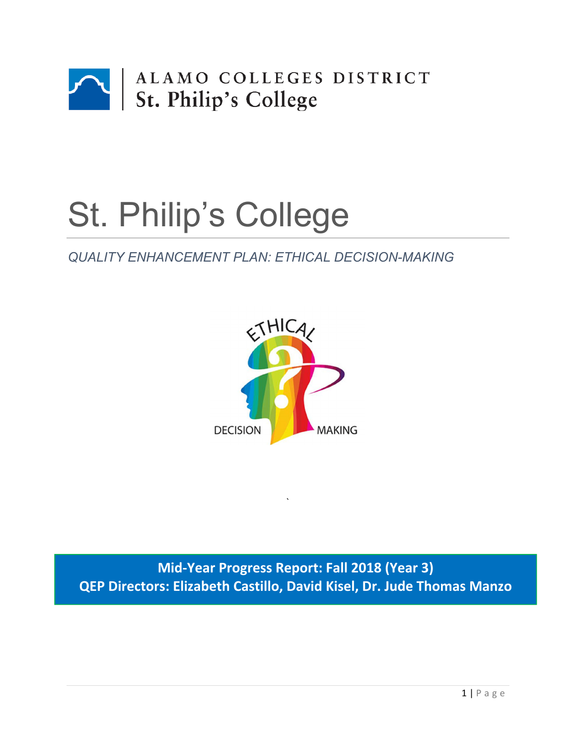ALAMO COLLEGES DISTRICT
St. Philip's College

# St. Philip's College

*QUALITY ENHANCEMENT PLAN: ETHICAL DECISION-MAKING*

**Mid-Year Progress Report: Fall 2018 (Year 3)**
**QEP Directors: Elizabeth Castillo, David Kisel, Dr. Jude Thomas Manzo**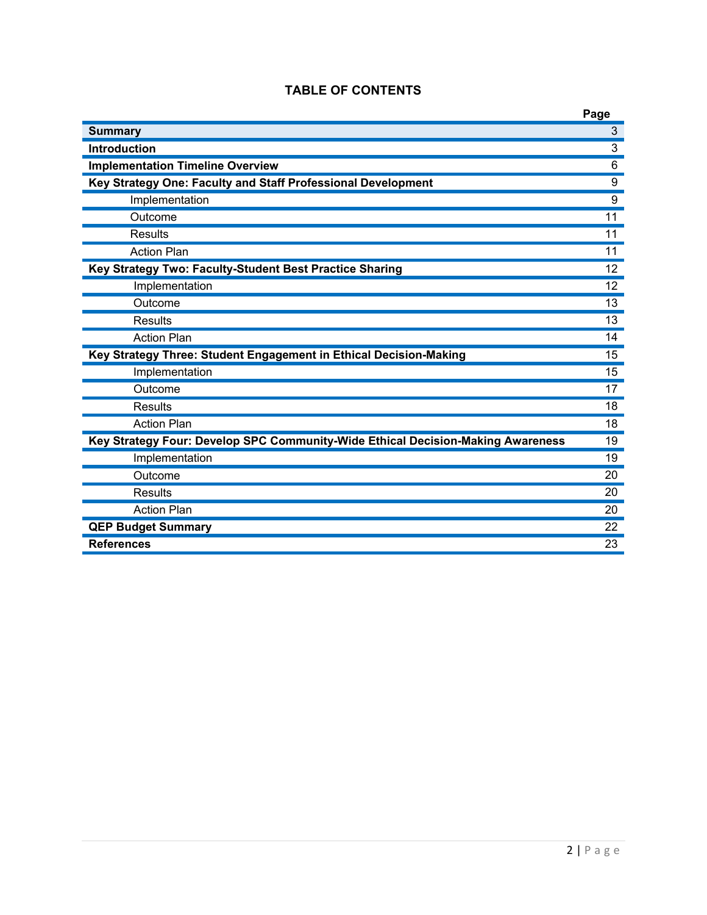# TABLE OF CONTENTS

| | Page |
|---|---|
| **Summary** | 3 |
| **Introduction** | 3 |
| **Implementation Timeline Overview** | 6 |
| **Key Strategy One: Faculty and Staff Professional Development** | 9 |
| Implementation | 9 |
| Outcome | 11 |
| Results | 11 |
| Action Plan | 11 |
| **Key Strategy Two: Faculty-Student Best Practice Sharing** | 12 |
| Implementation | 12 |
| Outcome | 13 |
| Results | 13 |
| Action Plan | 14 |
| **Key Strategy Three: Student Engagement in Ethical Decision-Making** | 15 |
| Implementation | 15 |
| Outcome | 17 |
| Results | 18 |
| Action Plan | 18 |
| **Key Strategy Four: Develop SPC Community-Wide Ethical Decision-Making Awareness** | 19 |
| Implementation | 19 |
| Outcome | 20 |
| Results | 20 |
| Action Plan | 20 |
| **QEP Budget Summary** | 22 |
| **References** | 23 |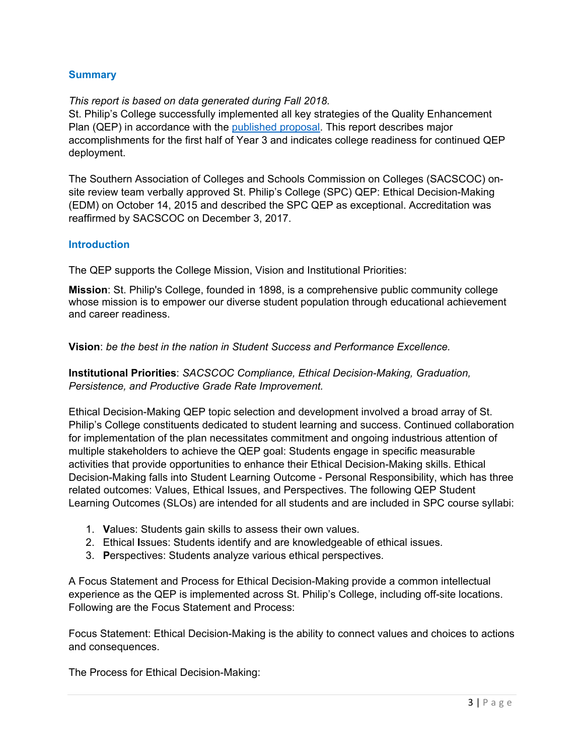## Summary

*This report is based on data generated during Fall 2018.*
St. Philip's College successfully implemented all key strategies of the Quality Enhancement Plan (QEP) in accordance with the published proposal. This report describes major accomplishments for the first half of Year 3 and indicates college readiness for continued QEP deployment.

The Southern Association of Colleges and Schools Commission on Colleges (SACSCOC) on-site review team verbally approved St. Philip's College (SPC) QEP: Ethical Decision-Making (EDM) on October 14, 2015 and described the SPC QEP as exceptional. Accreditation was reaffirmed by SACSCOC on December 3, 2017.

## Introduction

The QEP supports the College Mission, Vision and Institutional Priorities:

**Mission**: St. Philip's College, founded in 1898, is a comprehensive public community college whose mission is to empower our diverse student population through educational achievement and career readiness.

**Vision**: *be the best in the nation in Student Success and Performance Excellence.*

**Institutional Priorities**: *SACSCOC Compliance, Ethical Decision-Making, Graduation, Persistence, and Productive Grade Rate Improvement.*

Ethical Decision-Making QEP topic selection and development involved a broad array of St. Philip's College constituents dedicated to student learning and success. Continued collaboration for implementation of the plan necessitates commitment and ongoing industrious attention of multiple stakeholders to achieve the QEP goal: Students engage in specific measurable activities that provide opportunities to enhance their Ethical Decision-Making skills. Ethical Decision-Making falls into Student Learning Outcome - Personal Responsibility, which has three related outcomes: Values, Ethical Issues, and Perspectives. The following QEP Student Learning Outcomes (SLOs) are intended for all students and are included in SPC course syllabi:

1. **V**alues: Students gain skills to assess their own values.
2. Ethical **I**ssues: Students identify and are knowledgeable of ethical issues.
3. **P**erspectives: Students analyze various ethical perspectives.

A Focus Statement and Process for Ethical Decision-Making provide a common intellectual experience as the QEP is implemented across St. Philip's College, including off-site locations. Following are the Focus Statement and Process:

Focus Statement: Ethical Decision-Making is the ability to connect values and choices to actions and consequences.

The Process for Ethical Decision-Making: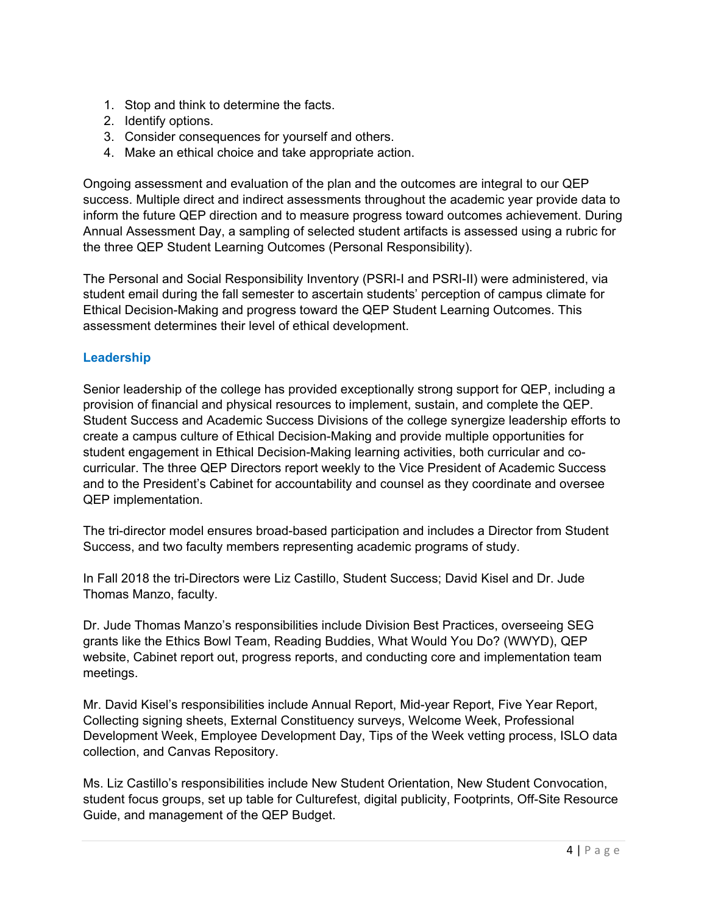1. Stop and think to determine the facts.
2. Identify options.
3. Consider consequences for yourself and others.
4. Make an ethical choice and take appropriate action.

Ongoing assessment and evaluation of the plan and the outcomes are integral to our QEP success. Multiple direct and indirect assessments throughout the academic year provide data to inform the future QEP direction and to measure progress toward outcomes achievement. During Annual Assessment Day, a sampling of selected student artifacts is assessed using a rubric for the three QEP Student Learning Outcomes (Personal Responsibility).

The Personal and Social Responsibility Inventory (PSRI-I and PSRI-II) were administered, via student email during the fall semester to ascertain students' perception of campus climate for Ethical Decision-Making and progress toward the QEP Student Learning Outcomes. This assessment determines their level of ethical development.

### Leadership

Senior leadership of the college has provided exceptionally strong support for QEP, including a provision of financial and physical resources to implement, sustain, and complete the QEP. Student Success and Academic Success Divisions of the college synergize leadership efforts to create a campus culture of Ethical Decision-Making and provide multiple opportunities for student engagement in Ethical Decision-Making learning activities, both curricular and co-curricular. The three QEP Directors report weekly to the Vice President of Academic Success and to the President's Cabinet for accountability and counsel as they coordinate and oversee QEP implementation.

The tri-director model ensures broad-based participation and includes a Director from Student Success, and two faculty members representing academic programs of study.

In Fall 2018 the tri-Directors were Liz Castillo, Student Success; David Kisel and Dr. Jude Thomas Manzo, faculty.

Dr. Jude Thomas Manzo's responsibilities include Division Best Practices, overseeing SEG grants like the Ethics Bowl Team, Reading Buddies, What Would You Do? (WWYD), QEP website, Cabinet report out, progress reports, and conducting core and implementation team meetings.

Mr. David Kisel's responsibilities include Annual Report, Mid-year Report, Five Year Report, Collecting signing sheets, External Constituency surveys, Welcome Week, Professional Development Week, Employee Development Day, Tips of the Week vetting process, ISLO data collection, and Canvas Repository.

Ms. Liz Castillo's responsibilities include New Student Orientation, New Student Convocation, student focus groups, set up table for Culturefest, digital publicity, Footprints, Off-Site Resource Guide, and management of the QEP Budget.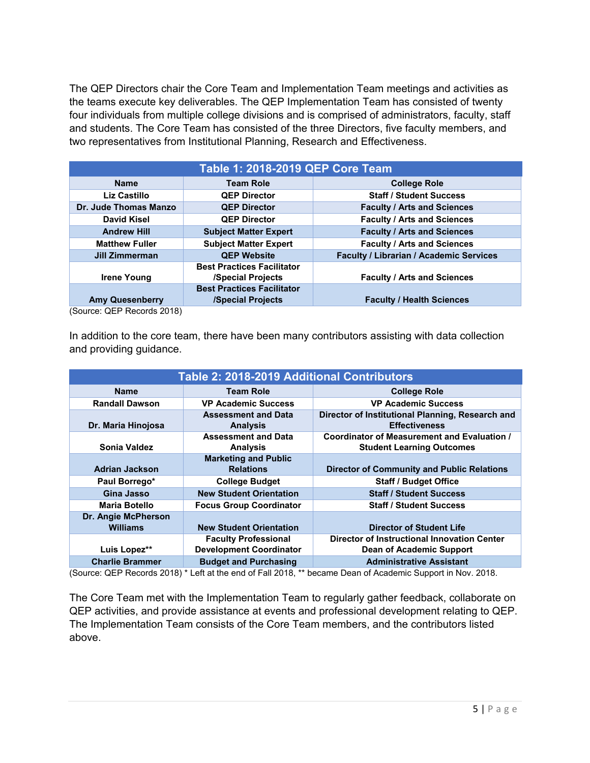The QEP Directors chair the Core Team and Implementation Team meetings and activities as the teams execute key deliverables. The QEP Implementation Team has consisted of twenty four individuals from multiple college divisions and is comprised of administrators, faculty, staff and students. The Core Team has consisted of the three Directors, five faculty members, and two representatives from Institutional Planning, Research and Effectiveness.

**Table 1: 2018-2019 QEP Core Team**

| Name | Team Role | College Role |
|---|---|---|
| Liz Castillo | QEP Director | Staff / Student Success |
| Dr. Jude Thomas Manzo | QEP Director | Faculty / Arts and Sciences |
| David Kisel | QEP Director | Faculty / Arts and Sciences |
| Andrew Hill | Subject Matter Expert | Faculty / Arts and Sciences |
| Matthew Fuller | Subject Matter Expert | Faculty / Arts and Sciences |
| Jill Zimmerman | QEP Website | Faculty / Librarian / Academic Services |
| Irene Young | Best Practices Facilitator /Special Projects | Faculty / Arts and Sciences |
| Amy Quesenberry | Best Practices Facilitator /Special Projects | Faculty / Health Sciences |

(Source: QEP Records 2018)

In addition to the core team, there have been many contributors assisting with data collection and providing guidance.

**Table 2: 2018-2019 Additional Contributors**

| Name | Team Role | College Role |
|---|---|---|
| Randall Dawson | VP Academic Success | VP Academic Success |
| Dr. Maria Hinojosa | Assessment and Data Analysis | Director of Institutional Planning, Research and Effectiveness |
| Sonia Valdez | Assessment and Data Analysis | Coordinator of Measurement and Evaluation / Student Learning Outcomes |
| Adrian Jackson | Marketing and Public Relations | Director of Community and Public Relations |
| Paul Borrego* | College Budget | Staff / Budget Office |
| Gina Jasso | New Student Orientation | Staff / Student Success |
| Maria Botello | Focus Group Coordinator | Staff / Student Success |
| Dr. Angie McPherson Williams | New Student Orientation | Director of Student Life |
| Luis Lopez** | Faculty Professional Development Coordinator | Director of Instructional Innovation Center Dean of Academic Support |
| Charlie Brammer | Budget and Purchasing | Administrative Assistant |

(Source: QEP Records 2018) * Left at the end of Fall 2018, ** became Dean of Academic Support in Nov. 2018.

The Core Team met with the Implementation Team to regularly gather feedback, collaborate on QEP activities, and provide assistance at events and professional development relating to QEP. The Implementation Team consists of the Core Team members, and the contributors listed above.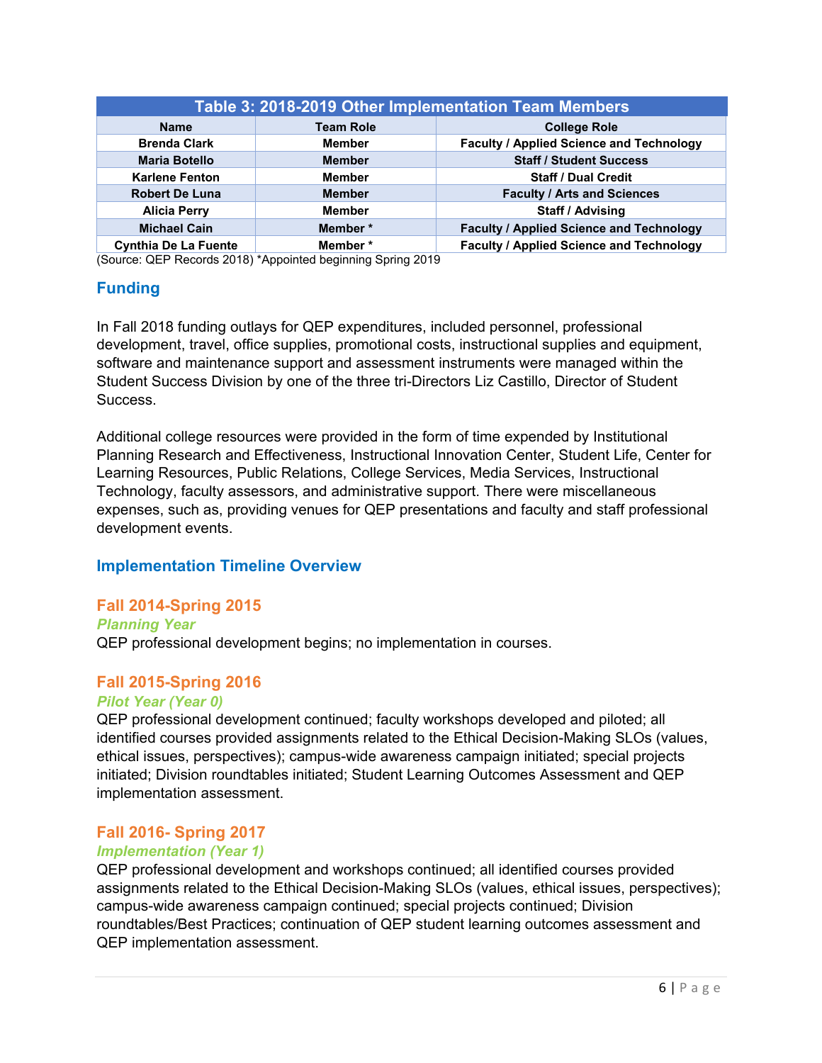| Table 3: 2018-2019 Other Implementation Team Members | | |
|---|---|---|
| **Name** | **Team Role** | **College Role** |
| **Brenda Clark** | **Member** | **Faculty / Applied Science and Technology** |
| **Maria Botello** | **Member** | **Staff / Student Success** |
| **Karlene Fenton** | **Member** | **Staff / Dual Credit** |
| **Robert De Luna** | **Member** | **Faculty / Arts and Sciences** |
| **Alicia Perry** | **Member** | **Staff / Advising** |
| **Michael Cain** | **Member *** | **Faculty / Applied Science and Technology** |
| **Cynthia De La Fuente** | **Member *** | **Faculty / Applied Science and Technology** |

(Source: QEP Records 2018) *Appointed beginning Spring 2019

## Funding

In Fall 2018 funding outlays for QEP expenditures, included personnel, professional development, travel, office supplies, promotional costs, instructional supplies and equipment, software and maintenance support and assessment instruments were managed within the Student Success Division by one of the three tri-Directors Liz Castillo, Director of Student Success.

Additional college resources were provided in the form of time expended by Institutional Planning Research and Effectiveness, Instructional Innovation Center, Student Life, Center for Learning Resources, Public Relations, College Services, Media Services, Instructional Technology, faculty assessors, and administrative support. There were miscellaneous expenses, such as, providing venues for QEP presentations and faculty and staff professional development events.

## Implementation Timeline Overview

### Fall 2014-Spring 2015

*Planning Year*

QEP professional development begins; no implementation in courses.

### Fall 2015-Spring 2016

*Pilot Year (Year 0)*

QEP professional development continued; faculty workshops developed and piloted; all identified courses provided assignments related to the Ethical Decision-Making SLOs (values, ethical issues, perspectives); campus-wide awareness campaign initiated; special projects initiated; Division roundtables initiated; Student Learning Outcomes Assessment and QEP implementation assessment.

### Fall 2016- Spring 2017

*Implementation (Year 1)*

QEP professional development and workshops continued; all identified courses provided assignments related to the Ethical Decision-Making SLOs (values, ethical issues, perspectives); campus-wide awareness campaign continued; special projects continued; Division roundtables/Best Practices; continuation of QEP student learning outcomes assessment and QEP implementation assessment.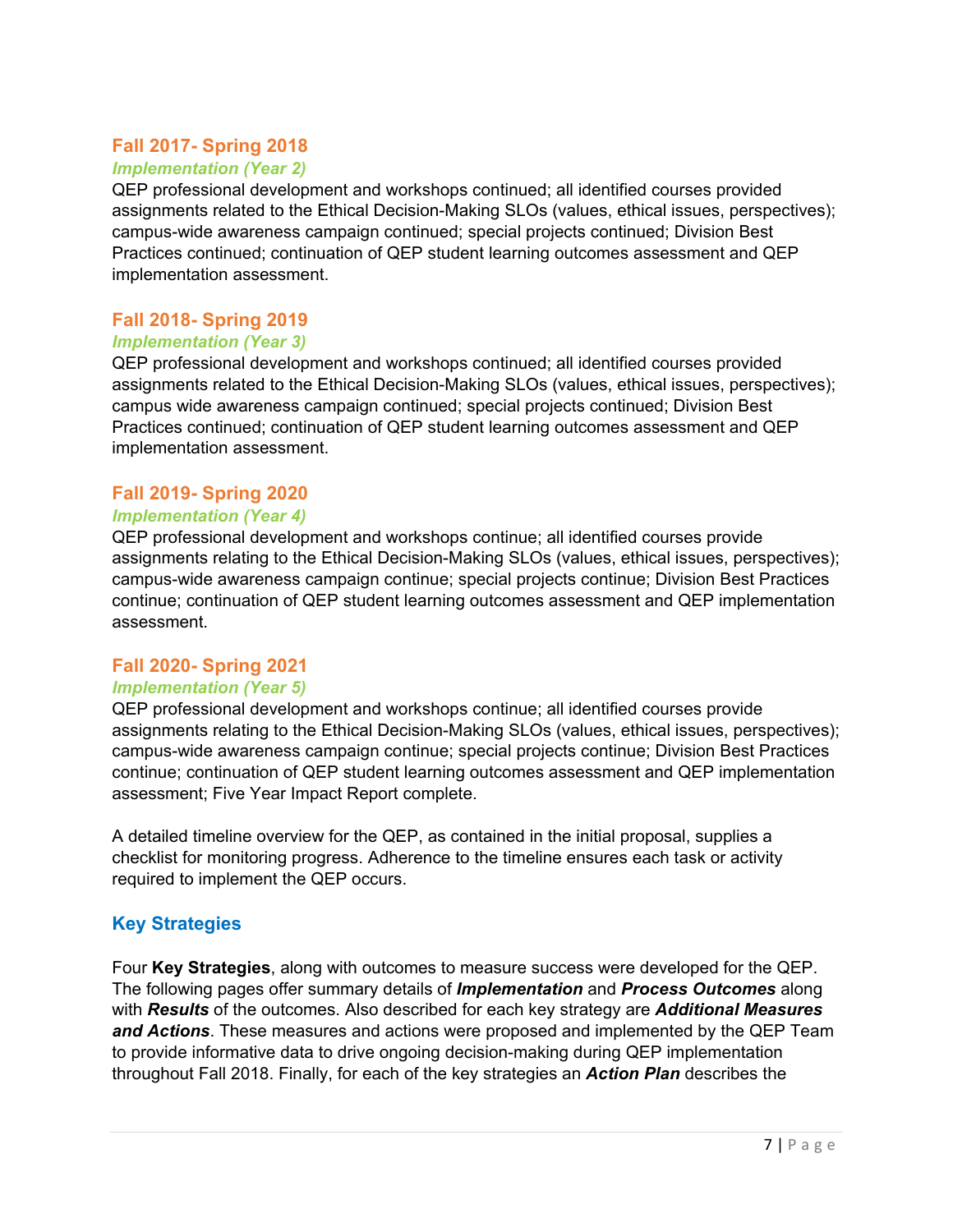### Fall 2017- Spring 2018

***Implementation (Year 2)***

QEP professional development and workshops continued; all identified courses provided assignments related to the Ethical Decision-Making SLOs (values, ethical issues, perspectives); campus-wide awareness campaign continued; special projects continued; Division Best Practices continued; continuation of QEP student learning outcomes assessment and QEP implementation assessment.

### Fall 2018- Spring 2019

***Implementation (Year 3)***

QEP professional development and workshops continued; all identified courses provided assignments related to the Ethical Decision-Making SLOs (values, ethical issues, perspectives); campus wide awareness campaign continued; special projects continued; Division Best Practices continued; continuation of QEP student learning outcomes assessment and QEP implementation assessment.

### Fall 2019- Spring 2020

***Implementation (Year 4)***

QEP professional development and workshops continue; all identified courses provide assignments relating to the Ethical Decision-Making SLOs (values, ethical issues, perspectives); campus-wide awareness campaign continue; special projects continue; Division Best Practices continue; continuation of QEP student learning outcomes assessment and QEP implementation assessment.

### Fall 2020- Spring 2021

***Implementation (Year 5)***

QEP professional development and workshops continue; all identified courses provide assignments relating to the Ethical Decision-Making SLOs (values, ethical issues, perspectives); campus-wide awareness campaign continue; special projects continue; Division Best Practices continue; continuation of QEP student learning outcomes assessment and QEP implementation assessment; Five Year Impact Report complete.

A detailed timeline overview for the QEP, as contained in the initial proposal, supplies a checklist for monitoring progress. Adherence to the timeline ensures each task or activity required to implement the QEP occurs.

## Key Strategies

Four **Key Strategies**, along with outcomes to measure success were developed for the QEP. The following pages offer summary details of ***Implementation*** and ***Process Outcomes*** along with ***Results*** of the outcomes. Also described for each key strategy are ***Additional Measures and Actions***. These measures and actions were proposed and implemented by the QEP Team to provide informative data to drive ongoing decision-making during QEP implementation throughout Fall 2018. Finally, for each of the key strategies an ***Action Plan*** describes the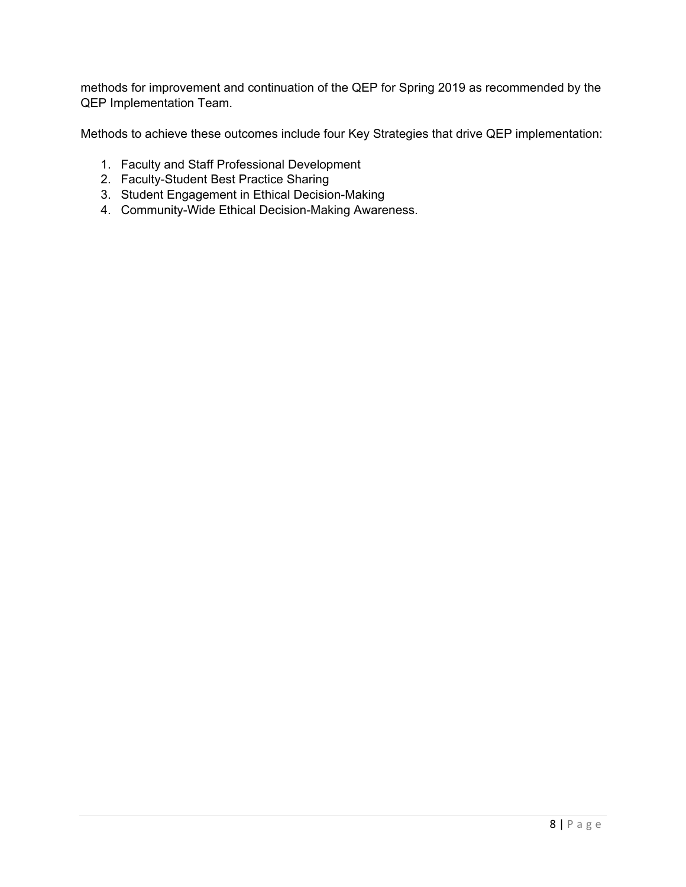methods for improvement and continuation of the QEP for Spring 2019 as recommended by the QEP Implementation Team.

Methods to achieve these outcomes include four Key Strategies that drive QEP implementation:

1. Faculty and Staff Professional Development
2. Faculty-Student Best Practice Sharing
3. Student Engagement in Ethical Decision-Making
4. Community-Wide Ethical Decision-Making Awareness.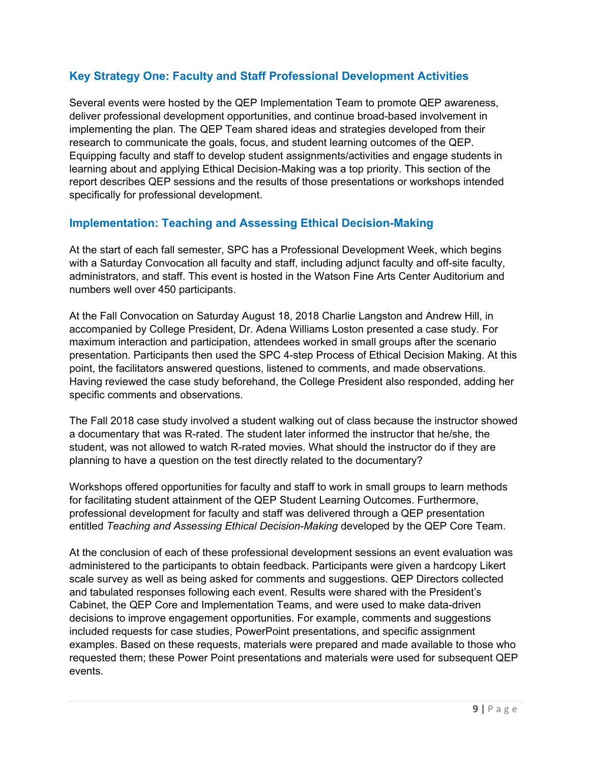## Key Strategy One: Faculty and Staff Professional Development Activities

Several events were hosted by the QEP Implementation Team to promote QEP awareness, deliver professional development opportunities, and continue broad-based involvement in implementing the plan. The QEP Team shared ideas and strategies developed from their research to communicate the goals, focus, and student learning outcomes of the QEP. Equipping faculty and staff to develop student assignments/activities and engage students in learning about and applying Ethical Decision-Making was a top priority. This section of the report describes QEP sessions and the results of those presentations or workshops intended specifically for professional development.

## Implementation: Teaching and Assessing Ethical Decision-Making

At the start of each fall semester, SPC has a Professional Development Week, which begins with a Saturday Convocation all faculty and staff, including adjunct faculty and off-site faculty, administrators, and staff. This event is hosted in the Watson Fine Arts Center Auditorium and numbers well over 450 participants.

At the Fall Convocation on Saturday August 18, 2018 Charlie Langston and Andrew Hill, in accompanied by College President, Dr. Adena Williams Loston presented a case study. For maximum interaction and participation, attendees worked in small groups after the scenario presentation. Participants then used the SPC 4-step Process of Ethical Decision Making. At this point, the facilitators answered questions, listened to comments, and made observations. Having reviewed the case study beforehand, the College President also responded, adding her specific comments and observations.

The Fall 2018 case study involved a student walking out of class because the instructor showed a documentary that was R-rated. The student later informed the instructor that he/she, the student, was not allowed to watch R-rated movies. What should the instructor do if they are planning to have a question on the test directly related to the documentary?

Workshops offered opportunities for faculty and staff to work in small groups to learn methods for facilitating student attainment of the QEP Student Learning Outcomes. Furthermore, professional development for faculty and staff was delivered through a QEP presentation entitled *Teaching and Assessing Ethical Decision-Making* developed by the QEP Core Team.

At the conclusion of each of these professional development sessions an event evaluation was administered to the participants to obtain feedback. Participants were given a hardcopy Likert scale survey as well as being asked for comments and suggestions. QEP Directors collected and tabulated responses following each event. Results were shared with the President's Cabinet, the QEP Core and Implementation Teams, and were used to make data-driven decisions to improve engagement opportunities. For example, comments and suggestions included requests for case studies, PowerPoint presentations, and specific assignment examples. Based on these requests, materials were prepared and made available to those who requested them; these Power Point presentations and materials were used for subsequent QEP events.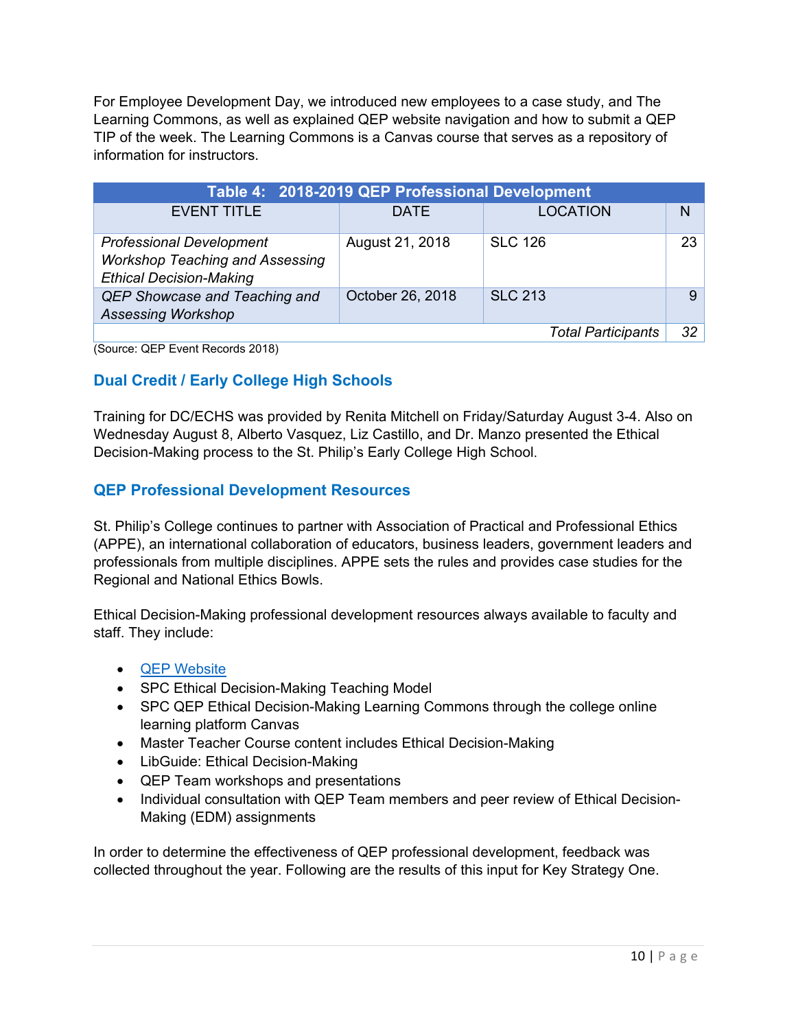For Employee Development Day, we introduced new employees to a case study, and The Learning Commons, as well as explained QEP website navigation and how to submit a QEP TIP of the week. The Learning Commons is a Canvas course that serves as a repository of information for instructors.

| **Table 4: 2018-2019 QEP Professional Development** | | | |
|---|---|---|---|
| EVENT TITLE | DATE | LOCATION | N |
| *Professional Development Workshop Teaching and Assessing Ethical Decision-Making* | August 21, 2018 | SLC 126 | 23 |
| *QEP Showcase and Teaching and Assessing Workshop* | October 26, 2018 | SLC 213 | 9 |
| | | *Total Participants* | *32* |

(Source: QEP Event Records 2018)

## Dual Credit / Early College High Schools

Training for DC/ECHS was provided by Renita Mitchell on Friday/Saturday August 3-4. Also on Wednesday August 8, Alberto Vasquez, Liz Castillo, and Dr. Manzo presented the Ethical Decision-Making process to the St. Philip's Early College High School.

## QEP Professional Development Resources

St. Philip's College continues to partner with Association of Practical and Professional Ethics (APPE), an international collaboration of educators, business leaders, government leaders and professionals from multiple disciplines. APPE sets the rules and provides case studies for the Regional and National Ethics Bowls.

Ethical Decision-Making professional development resources always available to faculty and staff. They include:

- QEP Website
- SPC Ethical Decision-Making Teaching Model
- SPC QEP Ethical Decision-Making Learning Commons through the college online learning platform Canvas
- Master Teacher Course content includes Ethical Decision-Making
- LibGuide: Ethical Decision-Making
- QEP Team workshops and presentations
- Individual consultation with QEP Team members and peer review of Ethical Decision-Making (EDM) assignments

In order to determine the effectiveness of QEP professional development, feedback was collected throughout the year. Following are the results of this input for Key Strategy One.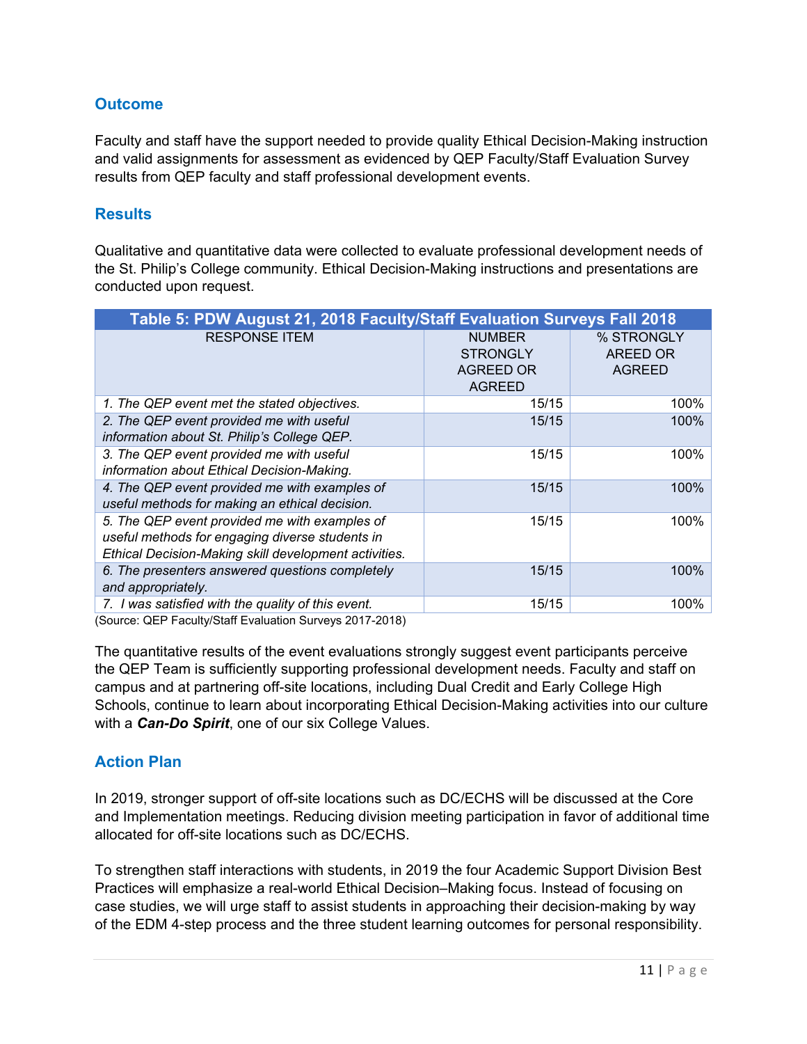## Outcome

Faculty and staff have the support needed to provide quality Ethical Decision-Making instruction and valid assignments for assessment as evidenced by QEP Faculty/Staff Evaluation Survey results from QEP faculty and staff professional development events.

## Results

Qualitative and quantitative data were collected to evaluate professional development needs of the St. Philip's College community. Ethical Decision-Making instructions and presentations are conducted upon request.

| Table 5: PDW August 21, 2018 Faculty/Staff Evaluation Surveys Fall 2018 | | |
|---|---|---|
| RESPONSE ITEM | NUMBER STRONGLY AGREED OR AGREED | % STRONGLY AREED OR AGREED |
| *1. The QEP event met the stated objectives.* | 15/15 | 100% |
| *2. The QEP event provided me with useful information about St. Philip's College QEP.* | 15/15 | 100% |
| *3. The QEP event provided me with useful information about Ethical Decision-Making.* | 15/15 | 100% |
| *4. The QEP event provided me with examples of useful methods for making an ethical decision.* | 15/15 | 100% |
| *5. The QEP event provided me with examples of useful methods for engaging diverse students in Ethical Decision-Making skill development activities.* | 15/15 | 100% |
| *6. The presenters answered questions completely and appropriately.* | 15/15 | 100% |
| *7. I was satisfied with the quality of this event.* | 15/15 | 100% |

(Source: QEP Faculty/Staff Evaluation Surveys 2017-2018)

The quantitative results of the event evaluations strongly suggest event participants perceive the QEP Team is sufficiently supporting professional development needs. Faculty and staff on campus and at partnering off-site locations, including Dual Credit and Early College High Schools, continue to learn about incorporating Ethical Decision-Making activities into our culture with a ***Can-Do Spirit***, one of our six College Values.

## Action Plan

In 2019, stronger support of off-site locations such as DC/ECHS will be discussed at the Core and Implementation meetings. Reducing division meeting participation in favor of additional time allocated for off-site locations such as DC/ECHS.

To strengthen staff interactions with students, in 2019 the four Academic Support Division Best Practices will emphasize a real-world Ethical Decision–Making focus. Instead of focusing on case studies, we will urge staff to assist students in approaching their decision-making by way of the EDM 4-step process and the three student learning outcomes for personal responsibility.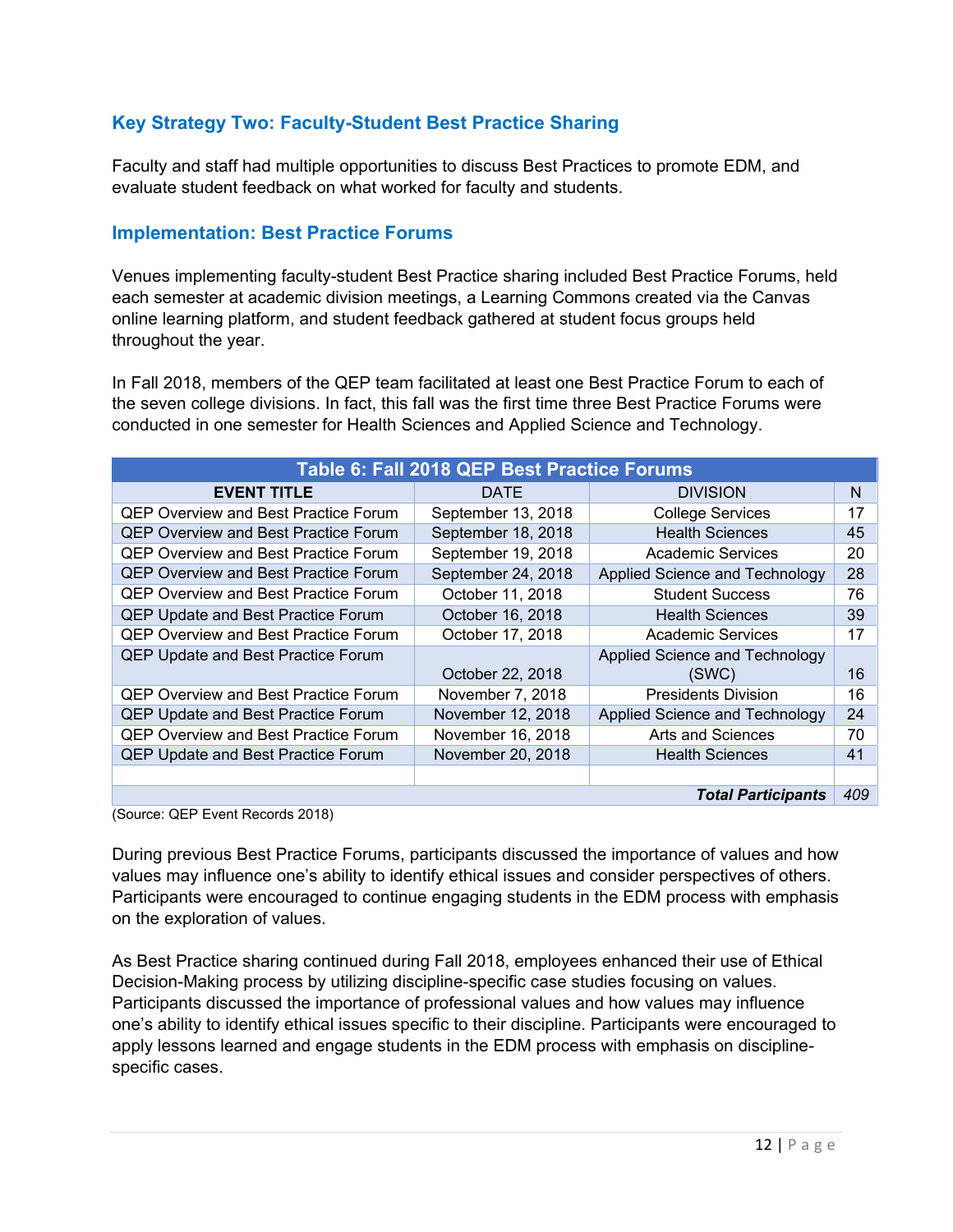### Key Strategy Two: Faculty-Student Best Practice Sharing

Faculty and staff had multiple opportunities to discuss Best Practices to promote EDM, and evaluate student feedback on what worked for faculty and students.

### Implementation: Best Practice Forums

Venues implementing faculty-student Best Practice sharing included Best Practice Forums, held each semester at academic division meetings, a Learning Commons created via the Canvas online learning platform, and student feedback gathered at student focus groups held throughout the year.

In Fall 2018, members of the QEP team facilitated at least one Best Practice Forum to each of the seven college divisions. In fact, this fall was the first time three Best Practice Forums were conducted in one semester for Health Sciences and Applied Science and Technology.

| Table 6: Fall 2018 QEP Best Practice Forums | | | |
|---|---|---|---|
| **EVENT TITLE** | DATE | DIVISION | N |
| QEP Overview and Best Practice Forum | September 13, 2018 | College Services | 17 |
| QEP Overview and Best Practice Forum | September 18, 2018 | Health Sciences | 45 |
| QEP Overview and Best Practice Forum | September 19, 2018 | Academic Services | 20 |
| QEP Overview and Best Practice Forum | September 24, 2018 | Applied Science and Technology | 28 |
| QEP Overview and Best Practice Forum | October 11, 2018 | Student Success | 76 |
| QEP Update and Best Practice Forum | October 16, 2018 | Health Sciences | 39 |
| QEP Overview and Best Practice Forum | October 17, 2018 | Academic Services | 17 |
| QEP Update and Best Practice Forum | October 22, 2018 | Applied Science and Technology (SWC) | 16 |
| QEP Overview and Best Practice Forum | November 7, 2018 | Presidents Division | 16 |
| QEP Update and Best Practice Forum | November 12, 2018 | Applied Science and Technology | 24 |
| QEP Overview and Best Practice Forum | November 16, 2018 | Arts and Sciences | 70 |
| QEP Update and Best Practice Forum | November 20, 2018 | Health Sciences | 41 |
| | | | |
| | | ***Total Participants*** | *409* |

(Source: QEP Event Records 2018)

During previous Best Practice Forums, participants discussed the importance of values and how values may influence one's ability to identify ethical issues and consider perspectives of others. Participants were encouraged to continue engaging students in the EDM process with emphasis on the exploration of values.

As Best Practice sharing continued during Fall 2018, employees enhanced their use of Ethical Decision-Making process by utilizing discipline-specific case studies focusing on values. Participants discussed the importance of professional values and how values may influence one's ability to identify ethical issues specific to their discipline. Participants were encouraged to apply lessons learned and engage students in the EDM process with emphasis on discipline-specific cases.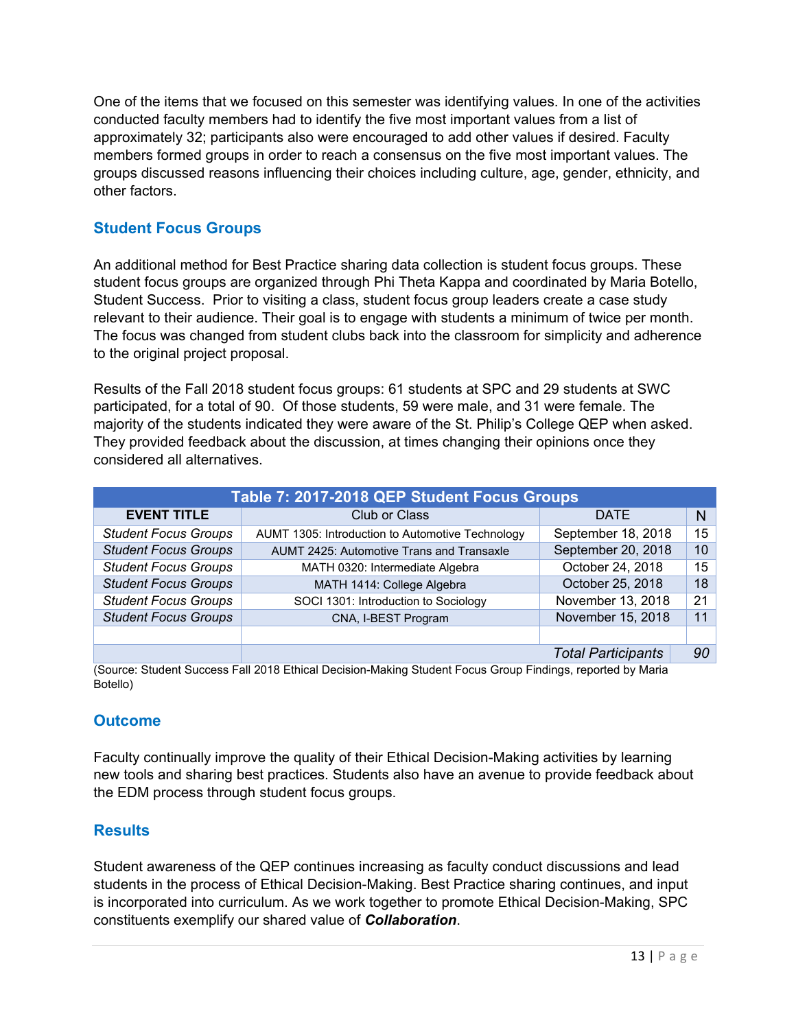One of the items that we focused on this semester was identifying values. In one of the activities conducted faculty members had to identify the five most important values from a list of approximately 32; participants also were encouraged to add other values if desired. Faculty members formed groups in order to reach a consensus on the five most important values. The groups discussed reasons influencing their choices including culture, age, gender, ethnicity, and other factors.

## Student Focus Groups

An additional method for Best Practice sharing data collection is student focus groups. These student focus groups are organized through Phi Theta Kappa and coordinated by Maria Botello, Student Success. Prior to visiting a class, student focus group leaders create a case study relevant to their audience. Their goal is to engage with students a minimum of twice per month. The focus was changed from student clubs back into the classroom for simplicity and adherence to the original project proposal.

Results of the Fall 2018 student focus groups: 61 students at SPC and 29 students at SWC participated, for a total of 90. Of those students, 59 were male, and 31 were female. The majority of the students indicated they were aware of the St. Philip's College QEP when asked. They provided feedback about the discussion, at times changing their opinions once they considered all alternatives.

**Table 7: 2017-2018 QEP Student Focus Groups**

| EVENT TITLE | Club or Class | DATE | N |
|---|---|---|---|
| *Student Focus Groups* | AUMT 1305: Introduction to Automotive Technology | September 18, 2018 | 15 |
| *Student Focus Groups* | AUMT 2425: Automotive Trans and Transaxle | September 20, 2018 | 10 |
| *Student Focus Groups* | MATH 0320: Intermediate Algebra | October 24, 2018 | 15 |
| *Student Focus Groups* | MATH 1414: College Algebra | October 25, 2018 | 18 |
| *Student Focus Groups* | SOCI 1301: Introduction to Sociology | November 13, 2018 | 21 |
| *Student Focus Groups* | CNA, I-BEST Program | November 15, 2018 | 11 |
| | | | |
| | | *Total Participants* | *90* |

(Source: Student Success Fall 2018 Ethical Decision-Making Student Focus Group Findings, reported by Maria Botello)

## Outcome

Faculty continually improve the quality of their Ethical Decision-Making activities by learning new tools and sharing best practices. Students also have an avenue to provide feedback about the EDM process through student focus groups.

## Results

Student awareness of the QEP continues increasing as faculty conduct discussions and lead students in the process of Ethical Decision-Making. Best Practice sharing continues, and input is incorporated into curriculum. As we work together to promote Ethical Decision-Making, SPC constituents exemplify our shared value of ***Collaboration***.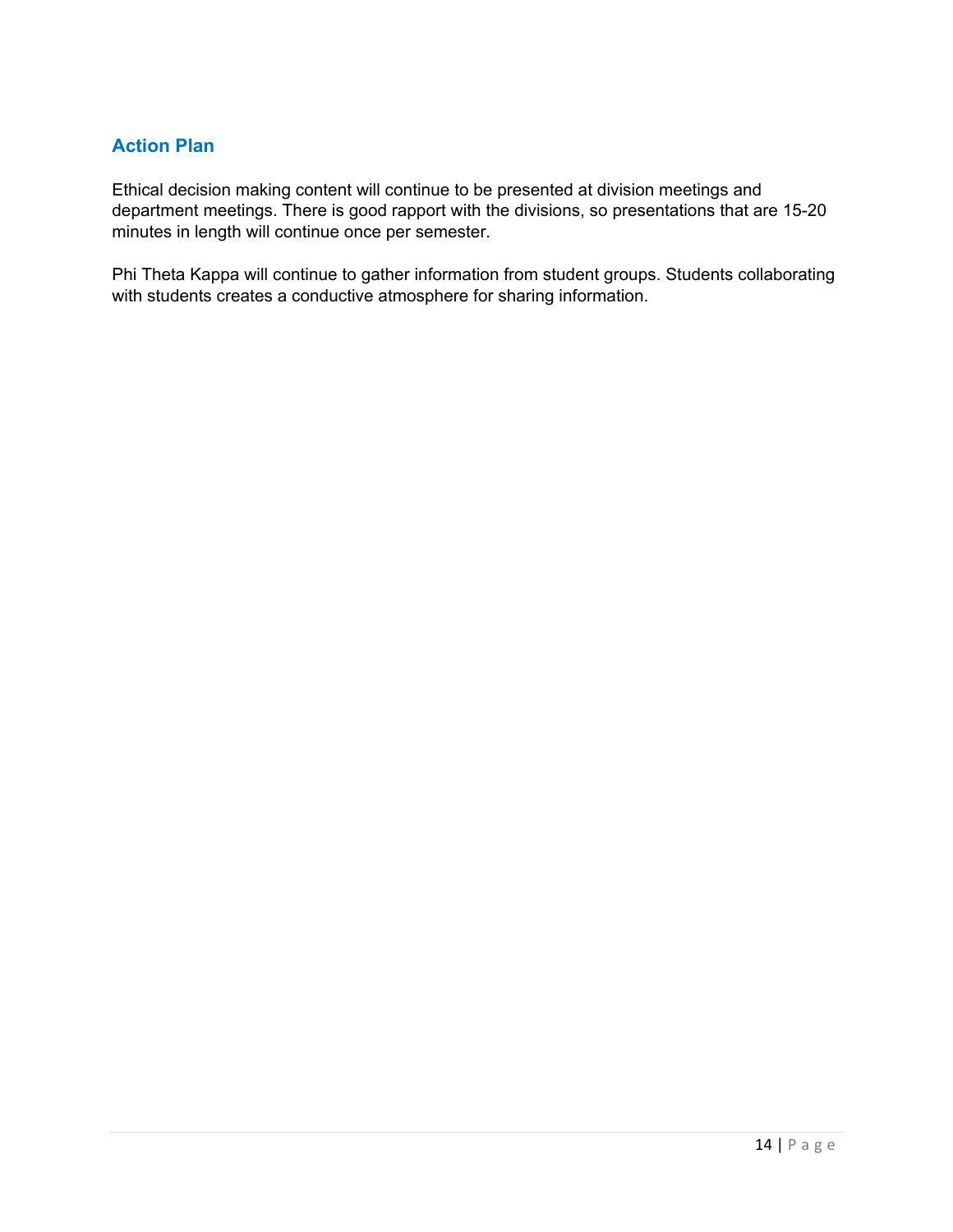## Action Plan

Ethical decision making content will continue to be presented at division meetings and department meetings. There is good rapport with the divisions, so presentations that are 15-20 minutes in length will continue once per semester.

Phi Theta Kappa will continue to gather information from student groups. Students collaborating with students creates a conductive atmosphere for sharing information.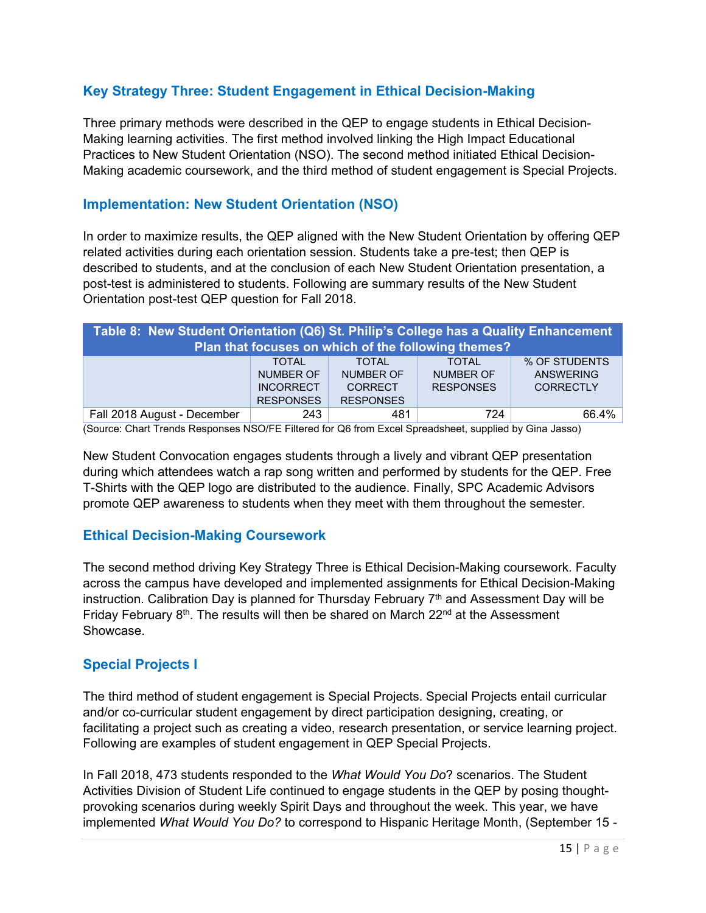## Key Strategy Three: Student Engagement in Ethical Decision-Making

Three primary methods were described in the QEP to engage students in Ethical Decision-Making learning activities. The first method involved linking the High Impact Educational Practices to New Student Orientation (NSO). The second method initiated Ethical Decision-Making academic coursework, and the third method of student engagement is Special Projects.

### Implementation: New Student Orientation (NSO)

In order to maximize results, the QEP aligned with the New Student Orientation by offering QEP related activities during each orientation session. Students take a pre-test; then QEP is described to students, and at the conclusion of each New Student Orientation presentation, a post-test is administered to students. Following are summary results of the New Student Orientation post-test QEP question for Fall 2018.

**Table 8: New Student Orientation (Q6) St. Philip's College has a Quality Enhancement Plan that focuses on which of the following themes?**

| | TOTAL NUMBER OF INCORRECT RESPONSES | TOTAL NUMBER OF CORRECT RESPONSES | TOTAL NUMBER OF RESPONSES | % OF STUDENTS ANSWERING CORRECTLY |
|---|---|---|---|---|
| Fall 2018 August - December | 243 | 481 | 724 | 66.4% |

(Source: Chart Trends Responses NSO/FE Filtered for Q6 from Excel Spreadsheet, supplied by Gina Jasso)

New Student Convocation engages students through a lively and vibrant QEP presentation during which attendees watch a rap song written and performed by students for the QEP. Free T-Shirts with the QEP logo are distributed to the audience. Finally, SPC Academic Advisors promote QEP awareness to students when they meet with them throughout the semester.

### Ethical Decision-Making Coursework

The second method driving Key Strategy Three is Ethical Decision-Making coursework. Faculty across the campus have developed and implemented assignments for Ethical Decision-Making instruction. Calibration Day is planned for Thursday February 7th and Assessment Day will be Friday February 8th. The results will then be shared on March 22nd at the Assessment Showcase.

### Special Projects I

The third method of student engagement is Special Projects. Special Projects entail curricular and/or co-curricular student engagement by direct participation designing, creating, or facilitating a project such as creating a video, research presentation, or service learning project. Following are examples of student engagement in QEP Special Projects.

In Fall 2018, 473 students responded to the *What Would You Do*? scenarios. The Student Activities Division of Student Life continued to engage students in the QEP by posing thought-provoking scenarios during weekly Spirit Days and throughout the week. This year, we have implemented *What Would You Do?* to correspond to Hispanic Heritage Month, (September 15 -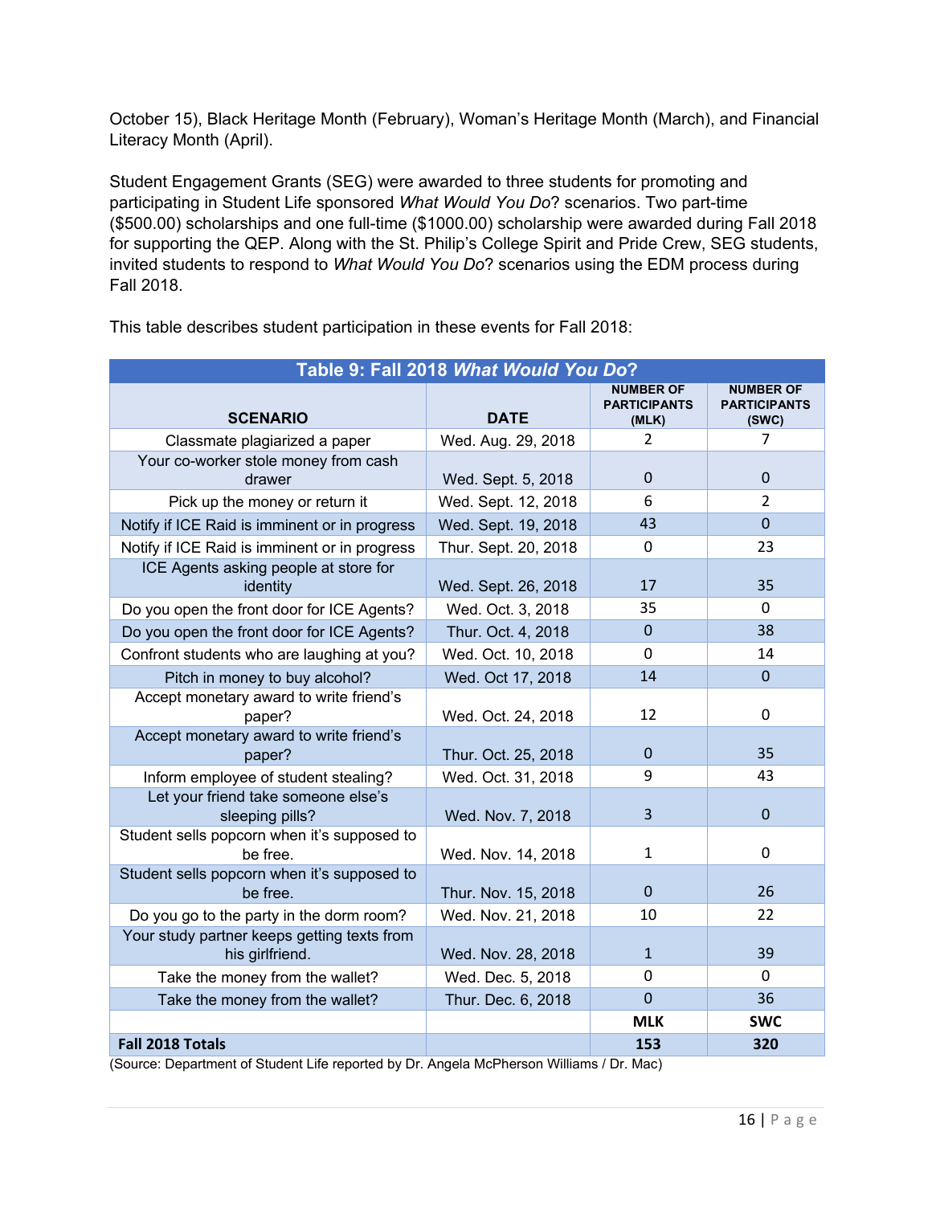October 15), Black Heritage Month (February), Woman's Heritage Month (March), and Financial Literacy Month (April).

Student Engagement Grants (SEG) were awarded to three students for promoting and participating in Student Life sponsored *What Would You Do*? scenarios. Two part-time ($500.00) scholarships and one full-time ($1000.00) scholarship were awarded during Fall 2018 for supporting the QEP. Along with the St. Philip's College Spirit and Pride Crew, SEG students, invited students to respond to *What Would You Do*? scenarios using the EDM process during Fall 2018.

This table describes student participation in these events for Fall 2018:

**Table 9: Fall 2018 *What Would You Do*?**

| SCENARIO | DATE | NUMBER OF PARTICIPANTS (MLK) | NUMBER OF PARTICIPANTS (SWC) |
|---|---|---|---|
| Classmate plagiarized a paper | Wed. Aug. 29, 2018 | 2 | 7 |
| Your co-worker stole money from cash drawer | Wed. Sept. 5, 2018 | 0 | 0 |
| Pick up the money or return it | Wed. Sept. 12, 2018 | 6 | 2 |
| Notify if ICE Raid is imminent or in progress | Wed. Sept. 19, 2018 | 43 | 0 |
| Notify if ICE Raid is imminent or in progress | Thur. Sept. 20, 2018 | 0 | 23 |
| ICE Agents asking people at store for identity | Wed. Sept. 26, 2018 | 17 | 35 |
| Do you open the front door for ICE Agents? | Wed. Oct. 3, 2018 | 35 | 0 |
| Do you open the front door for ICE Agents? | Thur. Oct. 4, 2018 | 0 | 38 |
| Confront students who are laughing at you? | Wed. Oct. 10, 2018 | 0 | 14 |
| Pitch in money to buy alcohol? | Wed. Oct 17, 2018 | 14 | 0 |
| Accept monetary award to write friend's paper? | Wed. Oct. 24, 2018 | 12 | 0 |
| Accept monetary award to write friend's paper? | Thur. Oct. 25, 2018 | 0 | 35 |
| Inform employee of student stealing? | Wed. Oct. 31, 2018 | 9 | 43 |
| Let your friend take someone else's sleeping pills? | Wed. Nov. 7, 2018 | 3 | 0 |
| Student sells popcorn when it's supposed to be free. | Wed. Nov. 14, 2018 | 1 | 0 |
| Student sells popcorn when it's supposed to be free. | Thur. Nov. 15, 2018 | 0 | 26 |
| Do you go to the party in the dorm room? | Wed. Nov. 21, 2018 | 10 | 22 |
| Your study partner keeps getting texts from his girlfriend. | Wed. Nov. 28, 2018 | 1 | 39 |
| Take the money from the wallet? | Wed. Dec. 5, 2018 | 0 | 0 |
| Take the money from the wallet? | Thur. Dec. 6, 2018 | 0 | 36 |
| | | **MLK** | **SWC** |
| **Fall 2018 Totals** | | **153** | **320** |

(Source: Department of Student Life reported by Dr. Angela McPherson Williams / Dr. Mac)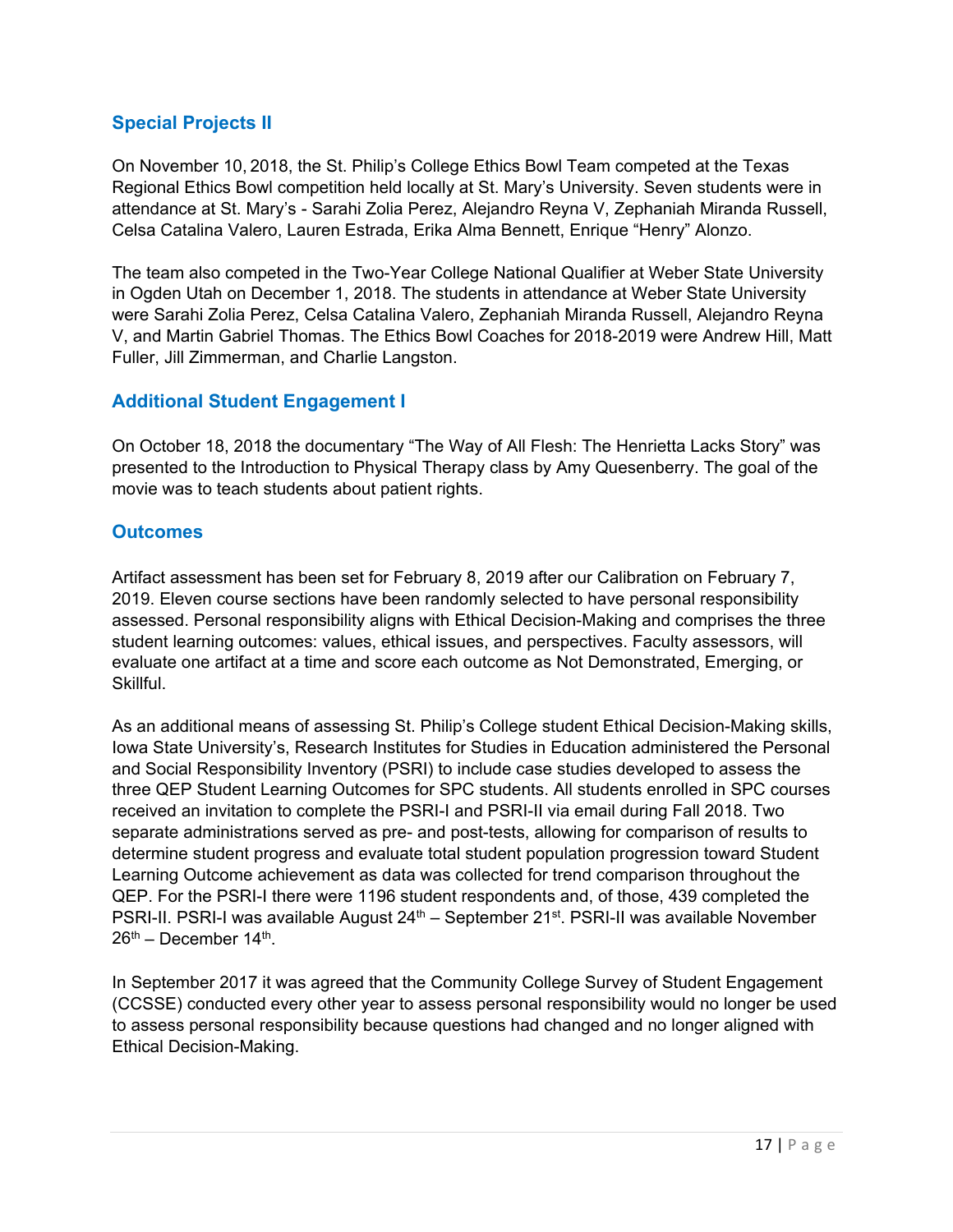## Special Projects II

On November 10, 2018, the St. Philip's College Ethics Bowl Team competed at the Texas Regional Ethics Bowl competition held locally at St. Mary's University. Seven students were in attendance at St. Mary's - Sarahi Zolia Perez, Alejandro Reyna V, Zephaniah Miranda Russell, Celsa Catalina Valero, Lauren Estrada, Erika Alma Bennett, Enrique "Henry" Alonzo.

The team also competed in the Two-Year College National Qualifier at Weber State University in Ogden Utah on December 1, 2018. The students in attendance at Weber State University were Sarahi Zolia Perez, Celsa Catalina Valero, Zephaniah Miranda Russell, Alejandro Reyna V, and Martin Gabriel Thomas. The Ethics Bowl Coaches for 2018-2019 were Andrew Hill, Matt Fuller, Jill Zimmerman, and Charlie Langston.

## Additional Student Engagement I

On October 18, 2018 the documentary "The Way of All Flesh: The Henrietta Lacks Story" was presented to the Introduction to Physical Therapy class by Amy Quesenberry. The goal of the movie was to teach students about patient rights.

## Outcomes

Artifact assessment has been set for February 8, 2019 after our Calibration on February 7, 2019. Eleven course sections have been randomly selected to have personal responsibility assessed. Personal responsibility aligns with Ethical Decision-Making and comprises the three student learning outcomes: values, ethical issues, and perspectives. Faculty assessors, will evaluate one artifact at a time and score each outcome as Not Demonstrated, Emerging, or Skillful.

As an additional means of assessing St. Philip's College student Ethical Decision-Making skills, Iowa State University's, Research Institutes for Studies in Education administered the Personal and Social Responsibility Inventory (PSRI) to include case studies developed to assess the three QEP Student Learning Outcomes for SPC students. All students enrolled in SPC courses received an invitation to complete the PSRI-I and PSRI-II via email during Fall 2018. Two separate administrations served as pre- and post-tests, allowing for comparison of results to determine student progress and evaluate total student population progression toward Student Learning Outcome achievement as data was collected for trend comparison throughout the QEP. For the PSRI-I there were 1196 student respondents and, of those, 439 completed the PSRI-II. PSRI-I was available August 24th – September 21st. PSRI-II was available November 26th – December 14th.

In September 2017 it was agreed that the Community College Survey of Student Engagement (CCSSE) conducted every other year to assess personal responsibility would no longer be used to assess personal responsibility because questions had changed and no longer aligned with Ethical Decision-Making.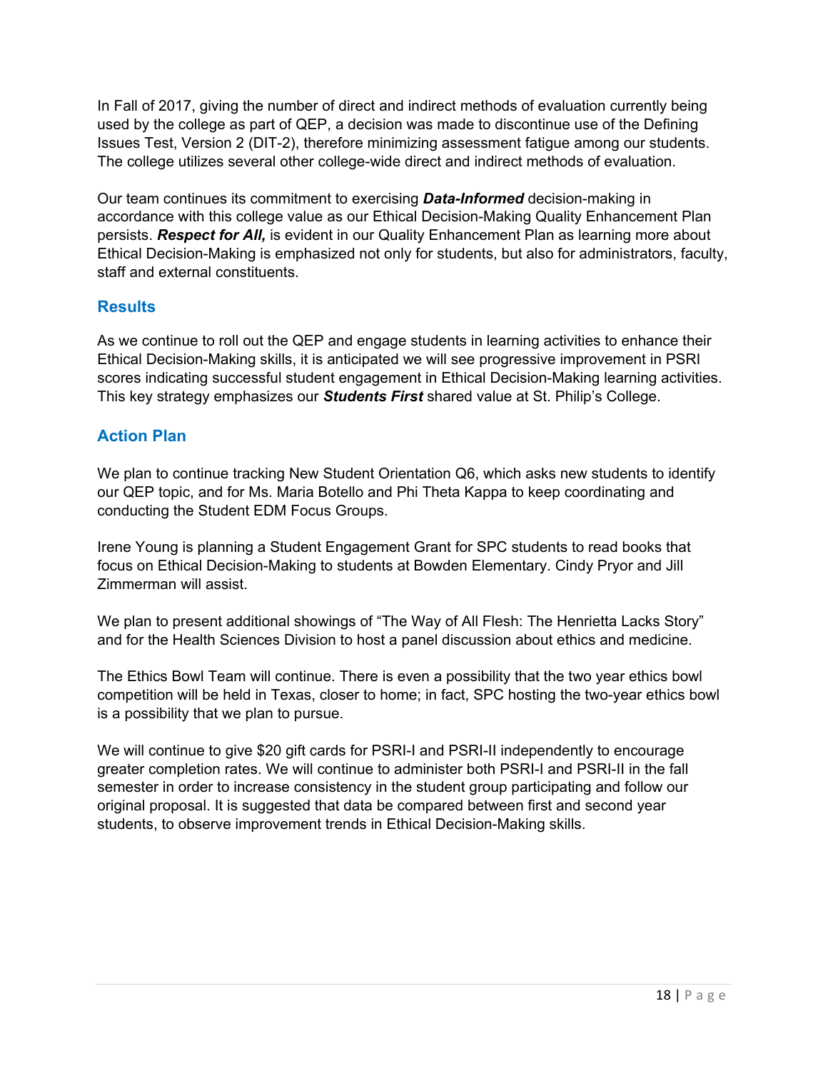In Fall of 2017, giving the number of direct and indirect methods of evaluation currently being used by the college as part of QEP, a decision was made to discontinue use of the Defining Issues Test, Version 2 (DIT-2), therefore minimizing assessment fatigue among our students. The college utilizes several other college-wide direct and indirect methods of evaluation.

Our team continues its commitment to exercising ***Data-Informed*** decision-making in accordance with this college value as our Ethical Decision-Making Quality Enhancement Plan persists. ***Respect for All,*** is evident in our Quality Enhancement Plan as learning more about Ethical Decision-Making is emphasized not only for students, but also for administrators, faculty, staff and external constituents.

## Results

As we continue to roll out the QEP and engage students in learning activities to enhance their Ethical Decision-Making skills, it is anticipated we will see progressive improvement in PSRI scores indicating successful student engagement in Ethical Decision-Making learning activities. This key strategy emphasizes our ***Students First*** shared value at St. Philip's College.

## Action Plan

We plan to continue tracking New Student Orientation Q6, which asks new students to identify our QEP topic, and for Ms. Maria Botello and Phi Theta Kappa to keep coordinating and conducting the Student EDM Focus Groups.

Irene Young is planning a Student Engagement Grant for SPC students to read books that focus on Ethical Decision-Making to students at Bowden Elementary. Cindy Pryor and Jill Zimmerman will assist.

We plan to present additional showings of "The Way of All Flesh: The Henrietta Lacks Story" and for the Health Sciences Division to host a panel discussion about ethics and medicine.

The Ethics Bowl Team will continue. There is even a possibility that the two year ethics bowl competition will be held in Texas, closer to home; in fact, SPC hosting the two-year ethics bowl is a possibility that we plan to pursue.

We will continue to give $20 gift cards for PSRI-I and PSRI-II independently to encourage greater completion rates. We will continue to administer both PSRI-I and PSRI-II in the fall semester in order to increase consistency in the student group participating and follow our original proposal. It is suggested that data be compared between first and second year students, to observe improvement trends in Ethical Decision-Making skills.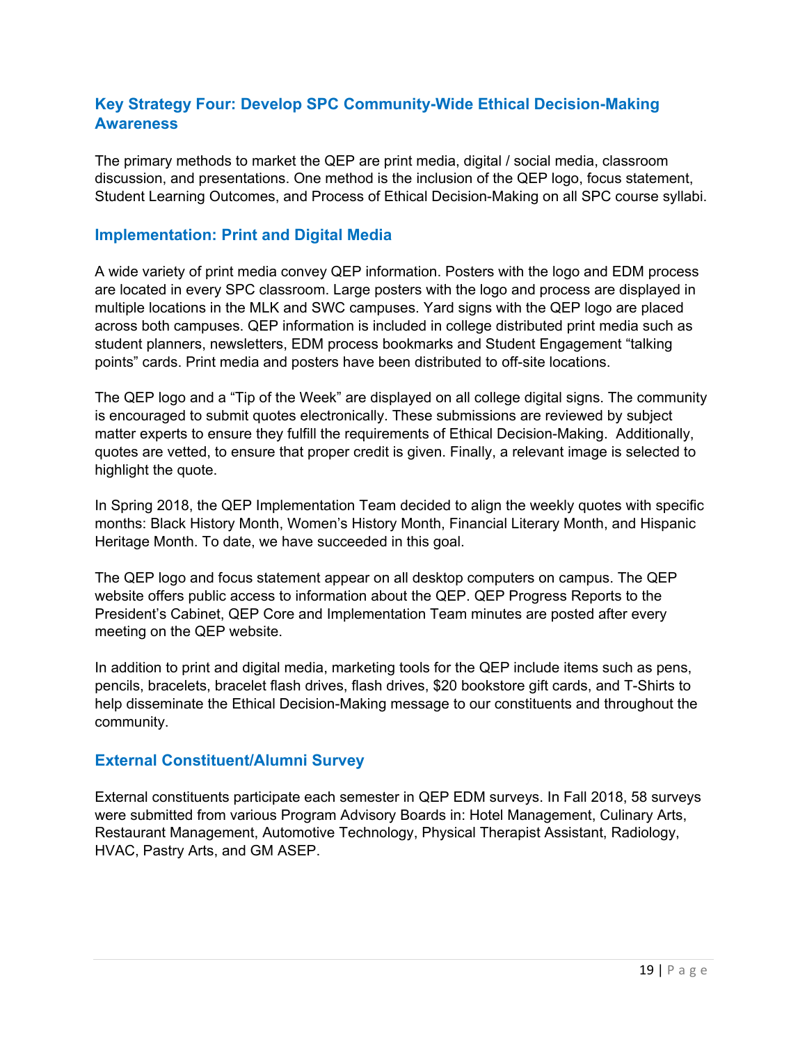## Key Strategy Four: Develop SPC Community-Wide Ethical Decision-Making Awareness

The primary methods to market the QEP are print media, digital / social media, classroom discussion, and presentations. One method is the inclusion of the QEP logo, focus statement, Student Learning Outcomes, and Process of Ethical Decision-Making on all SPC course syllabi.

### Implementation: Print and Digital Media

A wide variety of print media convey QEP information. Posters with the logo and EDM process are located in every SPC classroom. Large posters with the logo and process are displayed in multiple locations in the MLK and SWC campuses. Yard signs with the QEP logo are placed across both campuses. QEP information is included in college distributed print media such as student planners, newsletters, EDM process bookmarks and Student Engagement "talking points" cards. Print media and posters have been distributed to off-site locations.

The QEP logo and a "Tip of the Week" are displayed on all college digital signs. The community is encouraged to submit quotes electronically. These submissions are reviewed by subject matter experts to ensure they fulfill the requirements of Ethical Decision-Making. Additionally, quotes are vetted, to ensure that proper credit is given. Finally, a relevant image is selected to highlight the quote.

In Spring 2018, the QEP Implementation Team decided to align the weekly quotes with specific months: Black History Month, Women's History Month, Financial Literary Month, and Hispanic Heritage Month. To date, we have succeeded in this goal.

The QEP logo and focus statement appear on all desktop computers on campus. The QEP website offers public access to information about the QEP. QEP Progress Reports to the President's Cabinet, QEP Core and Implementation Team minutes are posted after every meeting on the QEP website.

In addition to print and digital media, marketing tools for the QEP include items such as pens, pencils, bracelets, bracelet flash drives, flash drives, $20 bookstore gift cards, and T-Shirts to help disseminate the Ethical Decision-Making message to our constituents and throughout the community.

### External Constituent/Alumni Survey

External constituents participate each semester in QEP EDM surveys. In Fall 2018, 58 surveys were submitted from various Program Advisory Boards in: Hotel Management, Culinary Arts, Restaurant Management, Automotive Technology, Physical Therapist Assistant, Radiology, HVAC, Pastry Arts, and GM ASEP.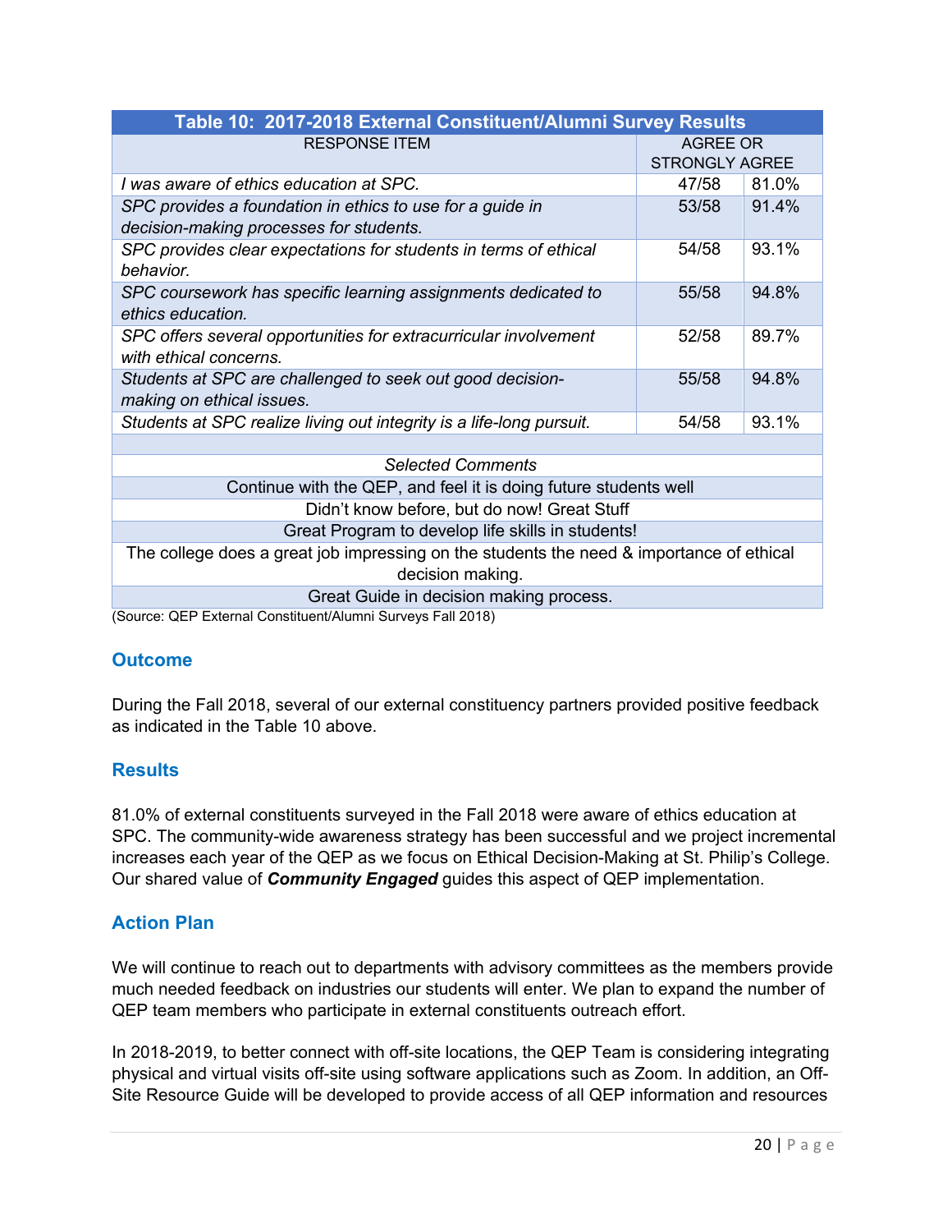| Table 10: 2017-2018 External Constituent/Alumni Survey Results | | |
|---|---|---|
| RESPONSE ITEM | AGREE OR STRONGLY AGREE | |
| *I was aware of ethics education at SPC.* | 47/58 | 81.0% |
| *SPC provides a foundation in ethics to use for a guide in decision-making processes for students.* | 53/58 | 91.4% |
| *SPC provides clear expectations for students in terms of ethical behavior.* | 54/58 | 93.1% |
| *SPC coursework has specific learning assignments dedicated to ethics education.* | 55/58 | 94.8% |
| *SPC offers several opportunities for extracurricular involvement with ethical concerns.* | 52/58 | 89.7% |
| *Students at SPC are challenged to seek out good decision-making on ethical issues.* | 55/58 | 94.8% |
| *Students at SPC realize living out integrity is a life-long pursuit.* | 54/58 | 93.1% |
| | | |
| *Selected Comments* | | |
| Continue with the QEP, and feel it is doing future students well | | |
| Didn't know before, but do now! Great Stuff | | |
| Great Program to develop life skills in students! | | |
| The college does a great job impressing on the students the need & importance of ethical decision making. | | |
| Great Guide in decision making process. | | |

(Source: QEP External Constituent/Alumni Surveys Fall 2018)

## Outcome

During the Fall 2018, several of our external constituency partners provided positive feedback as indicated in the Table 10 above.

## Results

81.0% of external constituents surveyed in the Fall 2018 were aware of ethics education at SPC. The community-wide awareness strategy has been successful and we project incremental increases each year of the QEP as we focus on Ethical Decision-Making at St. Philip's College. Our shared value of ***Community Engaged*** guides this aspect of QEP implementation.

## Action Plan

We will continue to reach out to departments with advisory committees as the members provide much needed feedback on industries our students will enter. We plan to expand the number of QEP team members who participate in external constituents outreach effort.

In 2018-2019, to better connect with off-site locations, the QEP Team is considering integrating physical and virtual visits off-site using software applications such as Zoom. In addition, an Off-Site Resource Guide will be developed to provide access of all QEP information and resources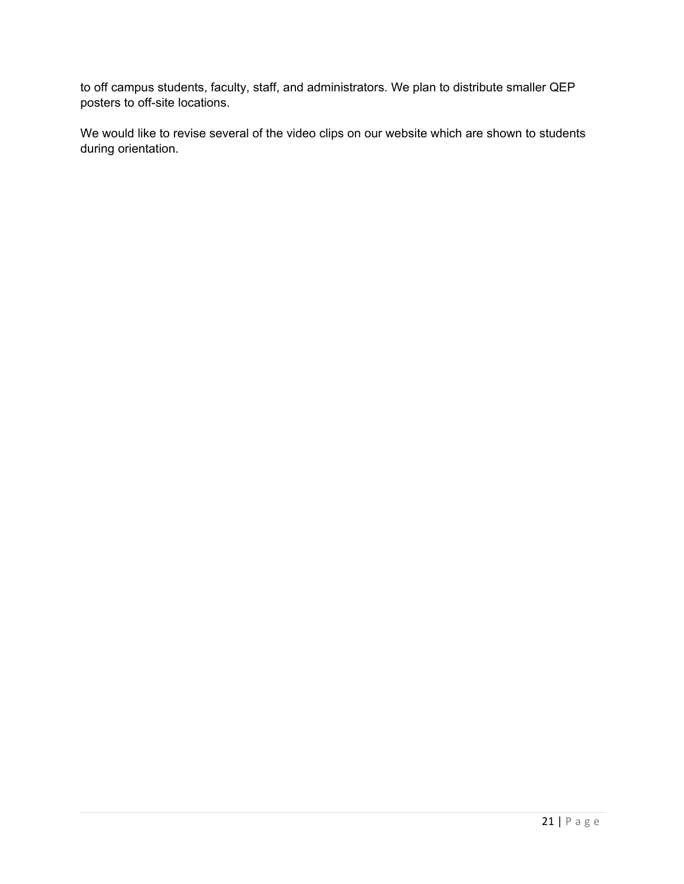to off campus students, faculty, staff, and administrators. We plan to distribute smaller QEP posters to off-site locations.

We would like to revise several of the video clips on our website which are shown to students during orientation.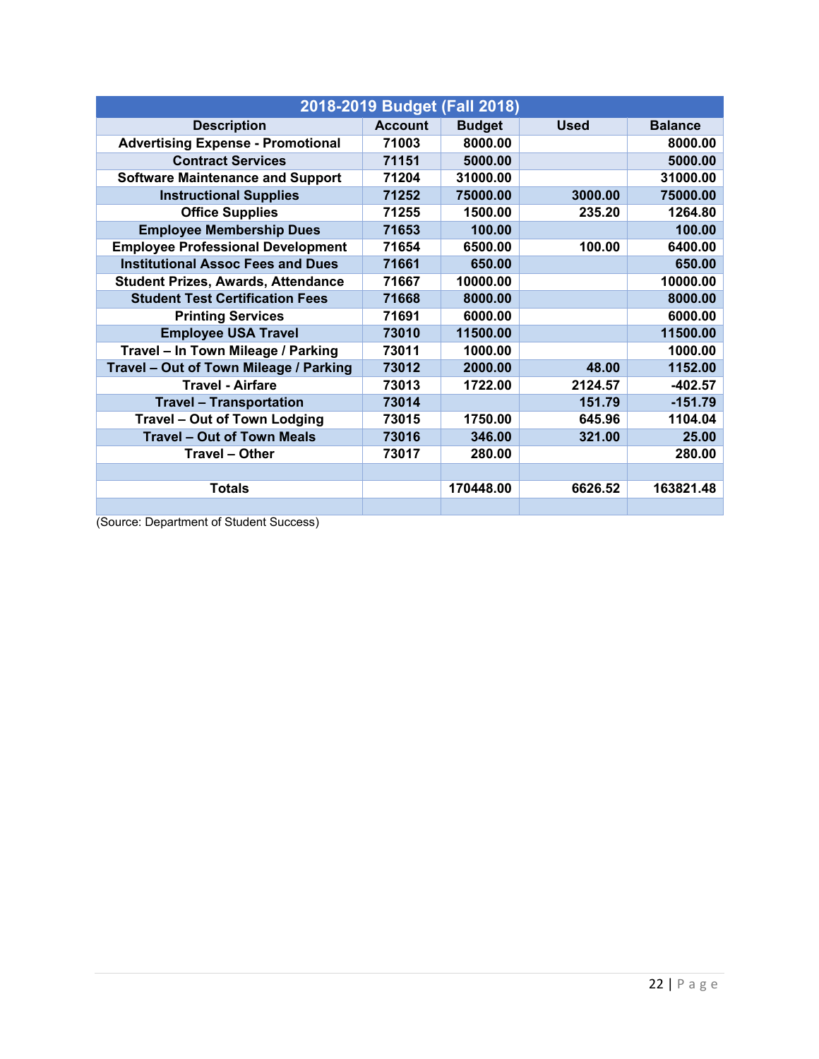| 2018-2019 Budget (Fall 2018) | | | | |
|---|---|---|---|---|
| **Description** | **Account** | **Budget** | **Used** | **Balance** |
| Advertising Expense - Promotional | 71003 | 8000.00 | | 8000.00 |
| Contract Services | 71151 | 5000.00 | | 5000.00 |
| Software Maintenance and Support | 71204 | 31000.00 | | 31000.00 |
| Instructional Supplies | 71252 | 75000.00 | 3000.00 | 75000.00 |
| Office Supplies | 71255 | 1500.00 | 235.20 | 1264.80 |
| Employee Membership Dues | 71653 | 100.00 | | 100.00 |
| Employee Professional Development | 71654 | 6500.00 | 100.00 | 6400.00 |
| Institutional Assoc Fees and Dues | 71661 | 650.00 | | 650.00 |
| Student Prizes, Awards, Attendance | 71667 | 10000.00 | | 10000.00 |
| Student Test Certification Fees | 71668 | 8000.00 | | 8000.00 |
| Printing Services | 71691 | 6000.00 | | 6000.00 |
| Employee USA Travel | 73010 | 11500.00 | | 11500.00 |
| Travel – In Town Mileage / Parking | 73011 | 1000.00 | | 1000.00 |
| Travel – Out of Town Mileage / Parking | 73012 | 2000.00 | 48.00 | 1152.00 |
| Travel - Airfare | 73013 | 1722.00 | 2124.57 | -402.57 |
| Travel – Transportation | 73014 | | 151.79 | -151.79 |
| Travel – Out of Town Lodging | 73015 | 1750.00 | 645.96 | 1104.04 |
| Travel – Out of Town Meals | 73016 | 346.00 | 321.00 | 25.00 |
| Travel – Other | 73017 | 280.00 | | 280.00 |
| | | | | |
| **Totals** | | 170448.00 | 6626.52 | 163821.48 |
| | | | | |

(Source: Department of Student Success)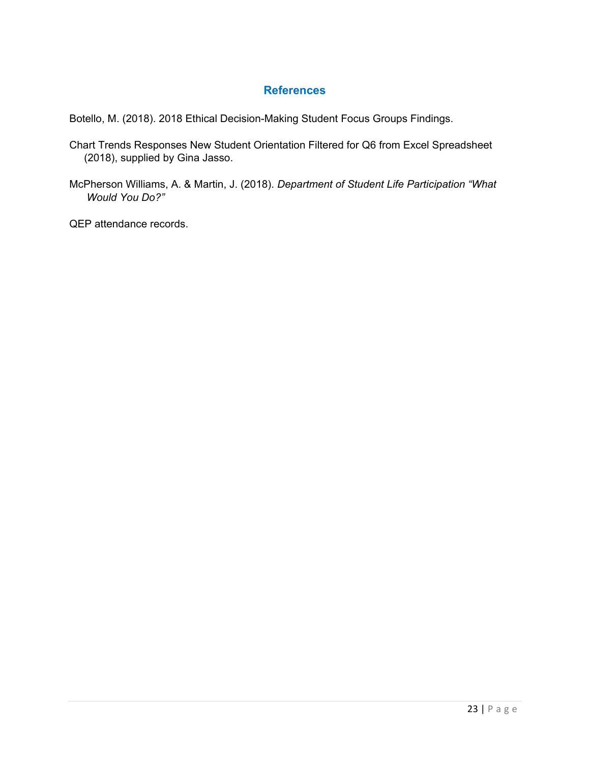## References

Botello, M. (2018). 2018 Ethical Decision-Making Student Focus Groups Findings.

Chart Trends Responses New Student Orientation Filtered for Q6 from Excel Spreadsheet (2018), supplied by Gina Jasso.

McPherson Williams, A. & Martin, J. (2018). *Department of Student Life Participation "What Would You Do?"*

QEP attendance records.